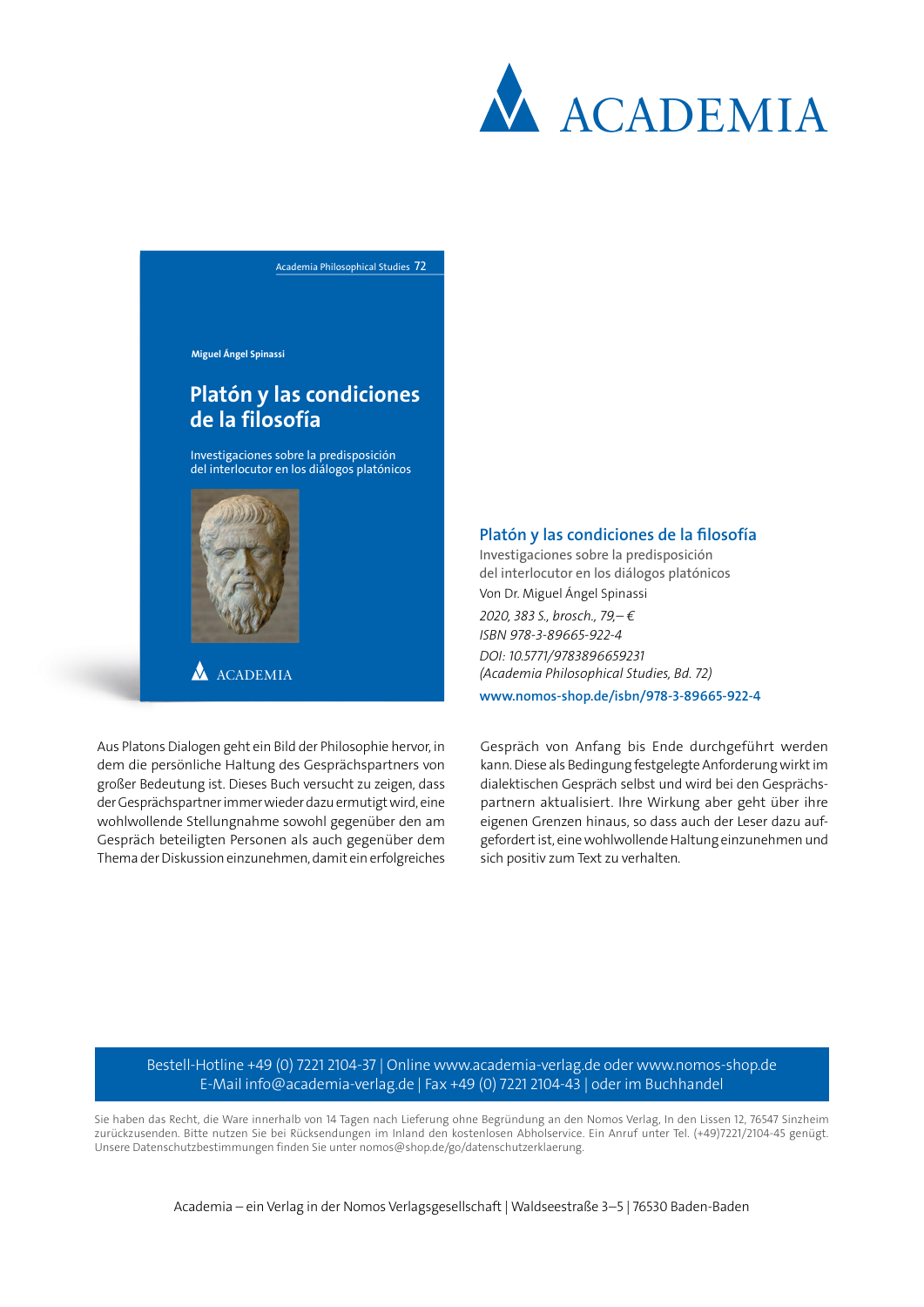ACADEMIA

Academia Philosophical Studies 72

Miguel Ángel Spinassi

**Platón y las condiciones de la filosofía**

Investigaciones sobre la predisposición del interlocutor en los diálogos platónicos

ACADEMIA

## Platón y las condiciones de la filosofía

Investigaciones sobre la predisposición
del interlocutor en los diálogos platónicos

Von Dr. Miguel Ángel Spinassi

*2020, 383 S., brosch., 79,– €*

*ISBN 978-3-89665-922-4*

*DOI: 10.5771/9783896659231*

*(Academia Philosophical Studies, Bd. 72)*

**www.nomos-shop.de/isbn/978-3-89665-922-4**

Aus Platons Dialogen geht ein Bild der Philosophie hervor, in dem die persönliche Haltung des Gesprächspartners von großer Bedeutung ist. Dieses Buch versucht zu zeigen, dass der Gesprächspartner immer wieder dazu ermutigt wird, eine wohlwollende Stellungnahme sowohl gegenüber den am Gespräch beteiligten Personen als auch gegenüber dem Thema der Diskussion einzunehmen, damit ein erfolgreiches Gespräch von Anfang bis Ende durchgeführt werden kann. Diese als Bedingung festgelegte Anforderung wirkt im dialektischen Gespräch selbst und wird bei den Gesprächspartnern aktualisiert. Ihre Wirkung aber geht über ihre eigenen Grenzen hinaus, so dass auch der Leser dazu aufgefordert ist, eine wohlwollende Haltung einzunehmen und sich positiv zum Text zu verhalten.

Bestell-Hotline +49 (0) 7221 2104-37 | Online www.academia-verlag.de oder www.nomos-shop.de
E-Mail info@academia-verlag.de | Fax +49 (0) 7221 2104-43 | oder im Buchhandel

Sie haben das Recht, die Ware innerhalb von 14 Tagen nach Lieferung ohne Begründung an den Nomos Verlag, In den Lissen 12, 76547 Sinzheim zurückzusenden. Bitte nutzen Sie bei Rücksendungen im Inland den kostenlosen Abholservice. Ein Anruf unter Tel. (+49)7221/2104-45 genügt. Unsere Datenschutzbestimmungen finden Sie unter nomos@shop.de/go/datenschutzerklaerung.

Academia – ein Verlag in der Nomos Verlagsgesellschaft | Waldseestraße 3–5 | 76530 Baden-Baden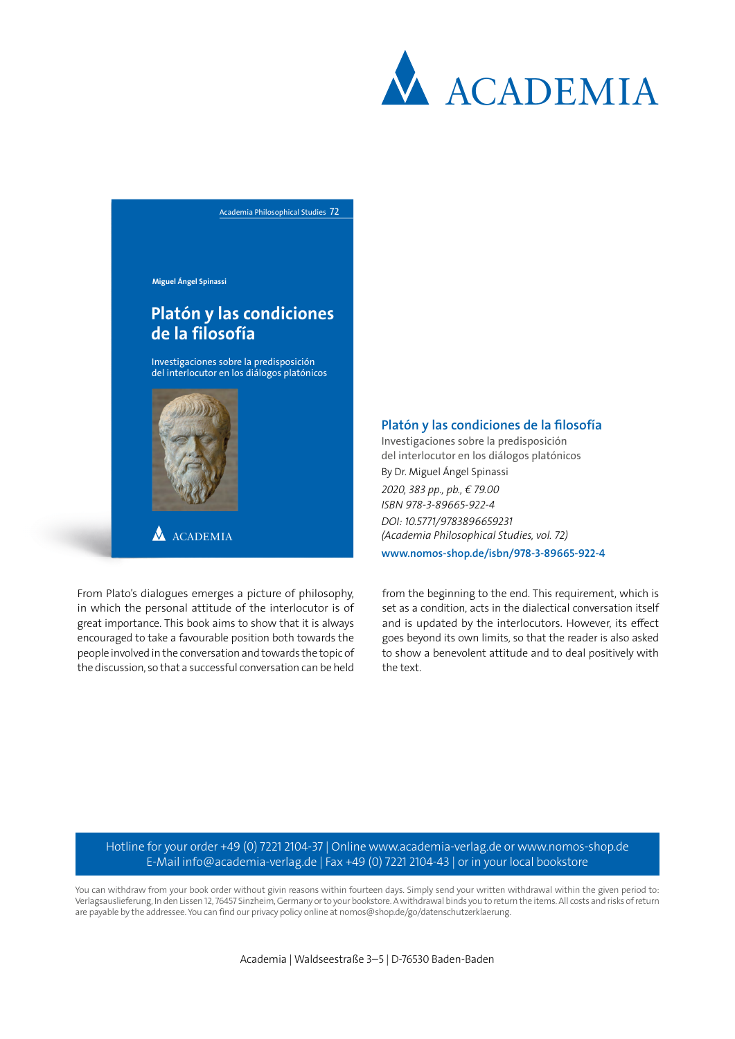ACADEMIA

Academia Philosophical Studies 72

Miguel Ángel Spinassi

Platón y las condiciones de la filosofía

Investigaciones sobre la predisposición del interlocutor en los diálogos platónicos

ACADEMIA

## Platón y las condiciones de la filosofía

Investigaciones sobre la predisposición del interlocutor en los diálogos platónicos

By Dr. Miguel Ángel Spinassi

*2020, 383 pp., pb., € 79.00*
*ISBN 978-3-89665-922-4*
*DOI: 10.5771/9783896659231*
*(Academia Philosophical Studies, vol. 72)*

**www.nomos-shop.de/isbn/978-3-89665-922-4**

From Plato's dialogues emerges a picture of philosophy, in which the personal attitude of the interlocutor is of great importance. This book aims to show that it is always encouraged to take a favourable position both towards the people involved in the conversation and towards the topic of the discussion, so that a successful conversation can be held from the beginning to the end. This requirement, which is set as a condition, acts in the dialectical conversation itself and is updated by the interlocutors. However, its effect goes beyond its own limits, so that the reader is also asked to show a benevolent attitude and to deal positively with the text.

Hotline for your order +49 (0) 7221 2104-37 | Online www.academia-verlag.de or www.nomos-shop.de
E-Mail info@academia-verlag.de | Fax +49 (0) 7221 2104-43 | or in your local bookstore

You can withdraw from your book order without givin reasons within fourteen days. Simply send your written withdrawal within the given period to: Verlagsauslieferung, In den Lissen 12, 76457 Sinzheim, Germany or to your bookstore. A withdrawal binds you to return the items. All costs and risks of return are payable by the addressee. You can find our privacy policy online at nomos@shop.de/go/datenschutzerklaerung.

Academia | Waldseestraße 3–5 | D-76530 Baden-Baden